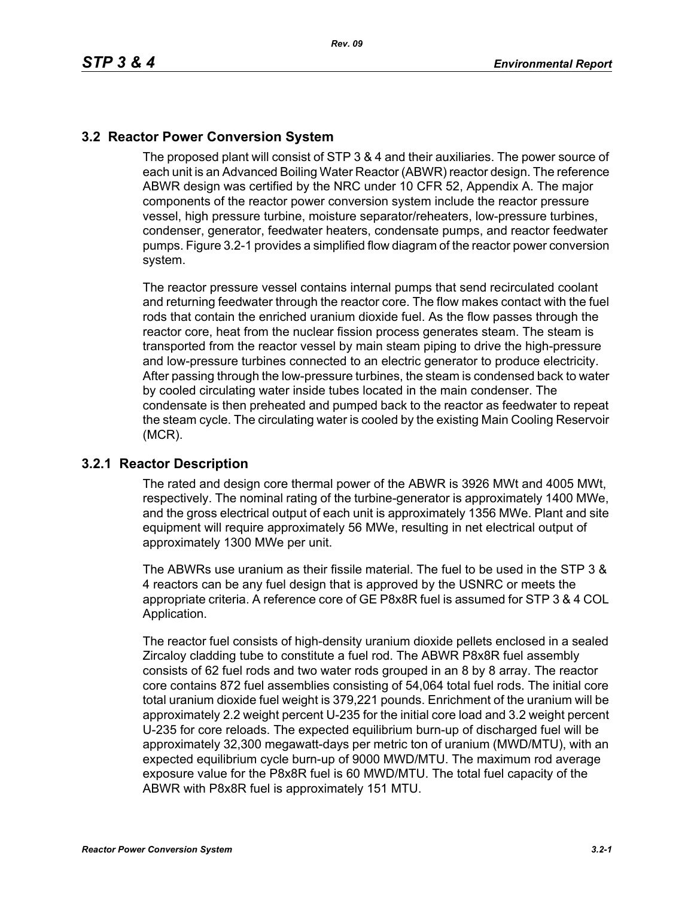## 3.2 Reactor Power Conversion System

The proposed plant will consist of STP 3 & 4 and their auxiliaries. The power source of each unit is an Advanced Boiling Water Reactor (ABWR) reactor design. The reference ABWR design was certified by the NRC under 10 CFR 52, Appendix A. The major components of the reactor power conversion system include the reactor pressure vessel, high pressure turbine, moisture separator/reheaters, low-pressure turbines, condenser, generator, feedwater heaters, condensate pumps, and reactor feedwater pumps. Figure 3.2-1 provides a simplified flow diagram of the reactor power conversion system.

The reactor pressure vessel contains internal pumps that send recirculated coolant and returning feedwater through the reactor core. The flow makes contact with the fuel rods that contain the enriched uranium dioxide fuel. As the flow passes through the reactor core, heat from the nuclear fission process generates steam. The steam is transported from the reactor vessel by main steam piping to drive the high-pressure and low-pressure turbines connected to an electric generator to produce electricity. After passing through the low-pressure turbines, the steam is condensed back to water by cooled circulating water inside tubes located in the main condenser. The condensate is then preheated and pumped back to the reactor as feedwater to repeat the steam cycle. The circulating water is cooled by the existing Main Cooling Reservoir (MCR).

### 3.2.1 Reactor Description

The rated and design core thermal power of the ABWR is 3926 MWt and 4005 MWt, respectively. The nominal rating of the turbine-generator is approximately 1400 MWe, and the gross electrical output of each unit is approximately 1356 MWe. Plant and site equipment will require approximately 56 MWe, resulting in net electrical output of approximately 1300 MWe per unit.

The ABWRs use uranium as their fissile material. The fuel to be used in the STP 3 & 4 reactors can be any fuel design that is approved by the USNRC or meets the appropriate criteria. A reference core of GE P8x8R fuel is assumed for STP 3 & 4 COL Application.

The reactor fuel consists of high-density uranium dioxide pellets enclosed in a sealed Zircaloy cladding tube to constitute a fuel rod. The ABWR P8x8R fuel assembly consists of 62 fuel rods and two water rods grouped in an 8 by 8 array. The reactor core contains 872 fuel assemblies consisting of 54,064 total fuel rods. The initial core total uranium dioxide fuel weight is 379,221 pounds. Enrichment of the uranium will be approximately 2.2 weight percent U-235 for the initial core load and 3.2 weight percent U-235 for core reloads. The expected equilibrium burn-up of discharged fuel will be approximately 32,300 megawatt-days per metric ton of uranium (MWD/MTU), with an expected equilibrium cycle burn-up of 9000 MWD/MTU. The maximum rod average exposure value for the P8x8R fuel is 60 MWD/MTU. The total fuel capacity of the ABWR with P8x8R fuel is approximately 151 MTU.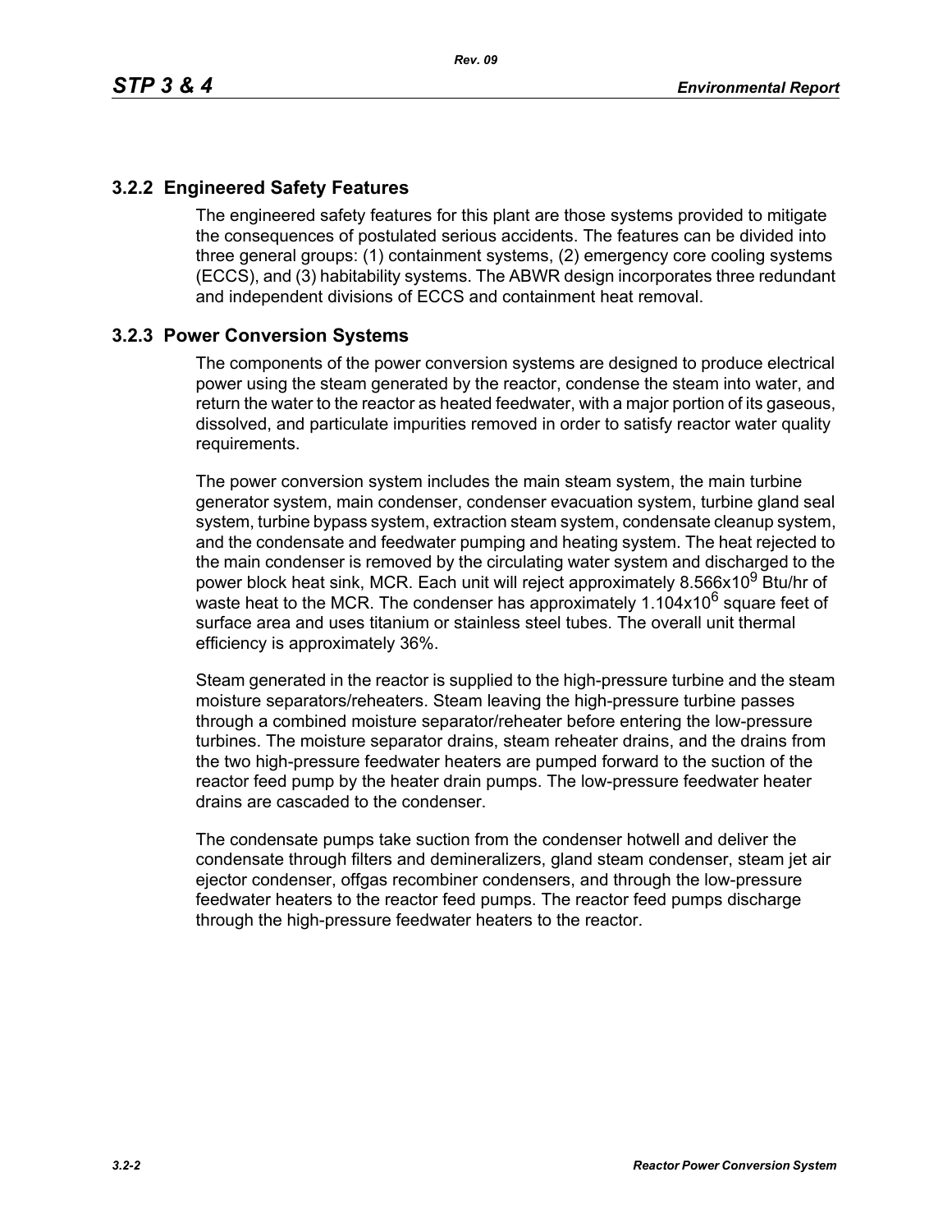### 3.2.2 Engineered Safety Features

The engineered safety features for this plant are those systems provided to mitigate the consequences of postulated serious accidents. The features can be divided into three general groups: (1) containment systems, (2) emergency core cooling systems (ECCS), and (3) habitability systems. The ABWR design incorporates three redundant and independent divisions of ECCS and containment heat removal.

### 3.2.3 Power Conversion Systems

The components of the power conversion systems are designed to produce electrical power using the steam generated by the reactor, condense the steam into water, and return the water to the reactor as heated feedwater, with a major portion of its gaseous, dissolved, and particulate impurities removed in order to satisfy reactor water quality requirements.

The power conversion system includes the main steam system, the main turbine generator system, main condenser, condenser evacuation system, turbine gland seal system, turbine bypass system, extraction steam system, condensate cleanup system, and the condensate and feedwater pumping and heating system. The heat rejected to the main condenser is removed by the circulating water system and discharged to the power block heat sink, MCR. Each unit will reject approximately $8.566 \times 10^9$ Btu/hr of waste heat to the MCR. The condenser has approximately $1.104 \times 10^6$ square feet of surface area and uses titanium or stainless steel tubes. The overall unit thermal efficiency is approximately 36%.

Steam generated in the reactor is supplied to the high-pressure turbine and the steam moisture separators/reheaters. Steam leaving the high-pressure turbine passes through a combined moisture separator/reheater before entering the low-pressure turbines. The moisture separator drains, steam reheater drains, and the drains from the two high-pressure feedwater heaters are pumped forward to the suction of the reactor feed pump by the heater drain pumps. The low-pressure feedwater heater drains are cascaded to the condenser.

The condensate pumps take suction from the condenser hotwell and deliver the condensate through filters and demineralizers, gland steam condenser, steam jet air ejector condenser, offgas recombiner condensers, and through the low-pressure feedwater heaters to the reactor feed pumps. The reactor feed pumps discharge through the high-pressure feedwater heaters to the reactor.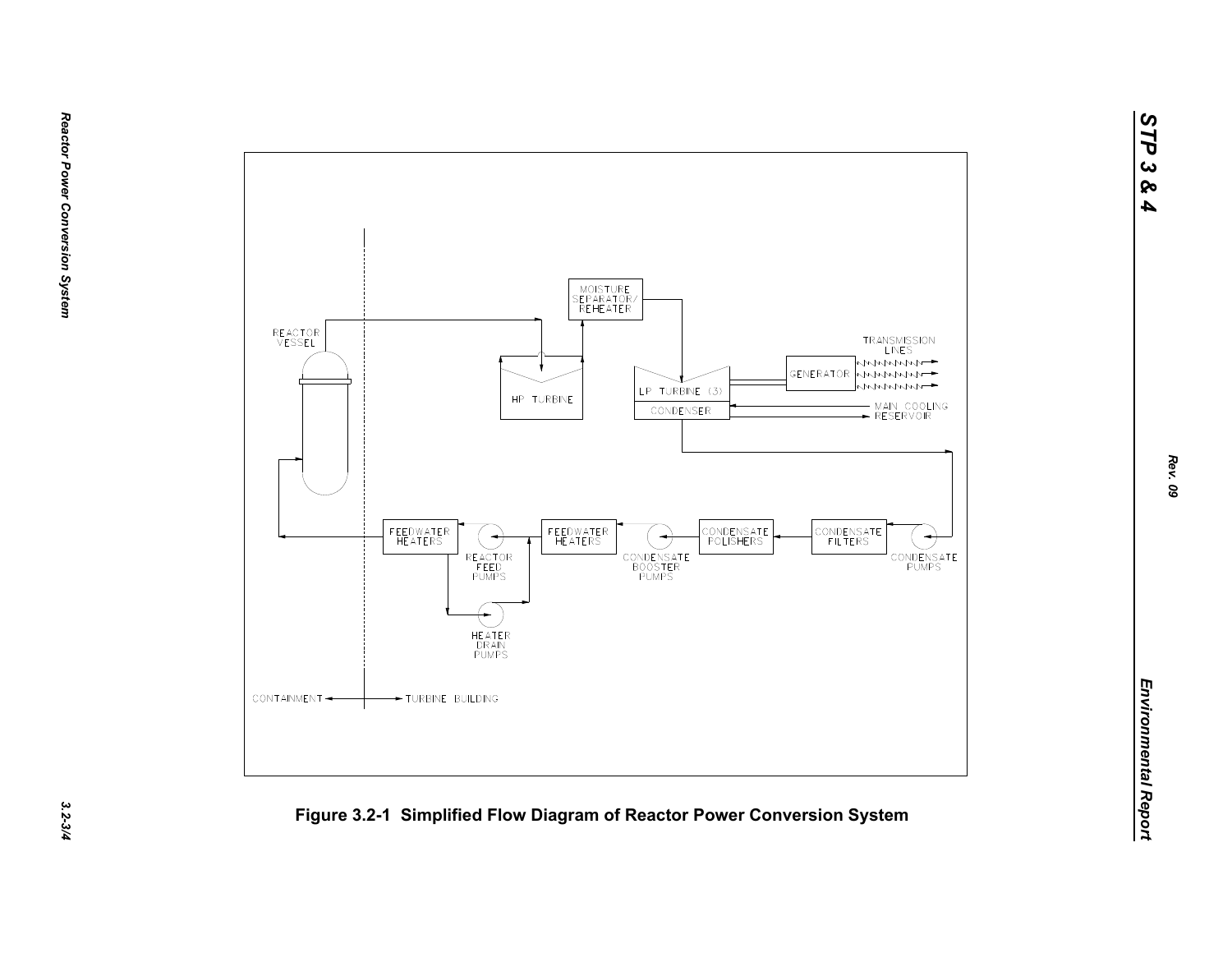REACTOR VESSEL

MOISTURE SEPARATOR/ REHEATER

HP TURBINE

LP TURBINE (3)

CONDENSER

GENERATOR

TRANSMISSION LINES

MAIN COOLING RESERVOIR

FEEDWATER HEATERS

REACTOR FEED PUMPS

FEEDWATER HEATERS

CONDENSATE BOOSTER PUMPS

CONDENSATE POLISHERS

CONDENSATE FILTERS

CONDENSATE PUMPS

HEATER DRAIN PUMPS

CONTAINMENT

TURBINE BUILDING

**Figure 3.2-1 Simplified Flow Diagram of Reactor Power Conversion System**